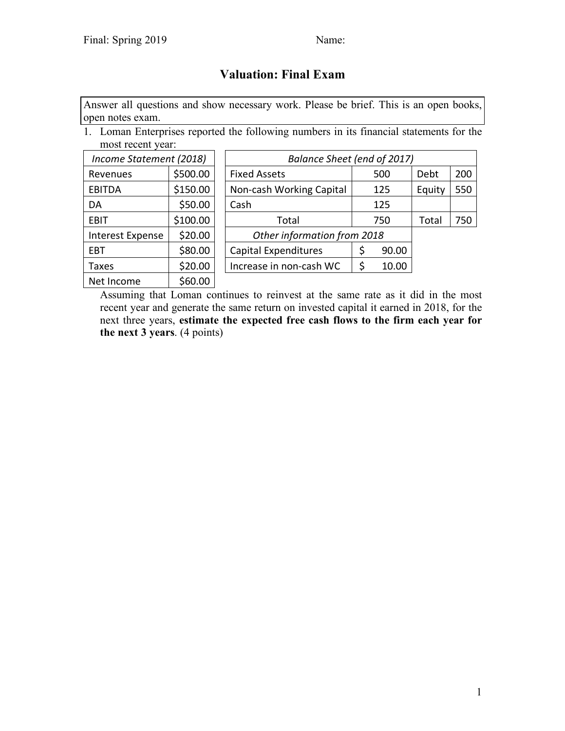# Valuation: Final Exam

Answer all questions and show necessary work. Please be brief. This is an open books, open notes exam.

1. Loman Enterprises reported the following numbers in its financial statements for the most recent year:

| *Income Statement (2018)* | |
|---|---|
| Revenues | $500.00 |
| EBITDA | $150.00 |
| DA | $50.00 |
| EBIT | $100.00 |
| Interest Expense | $20.00 |
| EBT | $80.00 |
| Taxes | $20.00 |
| Net Income | $60.00 |

| *Balance Sheet (end of 2017)* | | | |
|---|---|---|---|
| Fixed Assets | 500 | Debt | 200 |
| Non-cash Working Capital | 125 | Equity | 550 |
| Cash | 125 | | |
| Total | 750 | Total | 750 |

| *Other information from 2018* | |
|---|---|
| Capital Expenditures | $ 90.00 |
| Increase in non-cash WC | $ 10.00 |

Assuming that Loman continues to reinvest at the same rate as it did in the most recent year and generate the same return on invested capital it earned in 2018, for the next three years, **estimate the expected free cash flows to the firm each year for the next 3 years**. (4 points)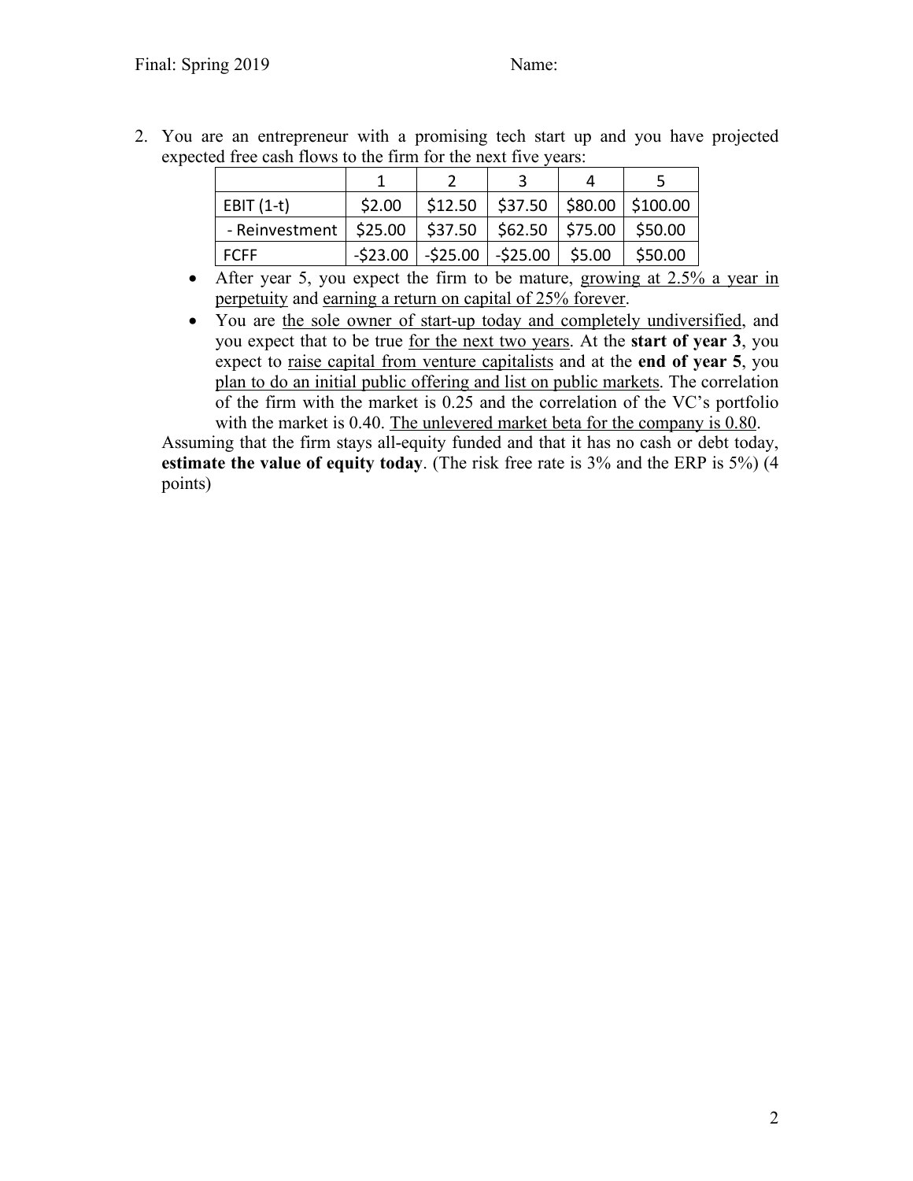2. You are an entrepreneur with a promising tech start up and you have projected expected free cash flows to the firm for the next five years:

| | 1 | 2 | 3 | 4 | 5 |
|---|---|---|---|---|---|
| EBIT (1-t) | \$2.00 | \$12.50 | \$37.50 | \$80.00 | \$100.00 |
| - Reinvestment | \$25.00 | \$37.50 | \$62.50 | \$75.00 | \$50.00 |
| FCFF | -\$23.00 | -\$25.00 | -\$25.00 | \$5.00 | \$50.00 |

- After year 5, you expect the firm to be mature, <u>growing at 2.5% a year in perpetuity</u> and <u>earning a return on capital of 25% forever</u>.
- You are <u>the sole owner of start-up today and completely undiversified</u>, and you expect that to be true <u>for the next two years</u>. At the **start of year 3**, you expect to <u>raise capital from venture capitalists</u> and at the **end of year 5**, you <u>plan to do an initial public offering and list on public markets</u>. The correlation of the firm with the market is 0.25 and the correlation of the VC's portfolio with the market is 0.40. <u>The unlevered market beta for the company is 0.80</u>.

Assuming that the firm stays all-equity funded and that it has no cash or debt today, **estimate the value of equity today**. (The risk free rate is 3% and the ERP is 5%) (4 points)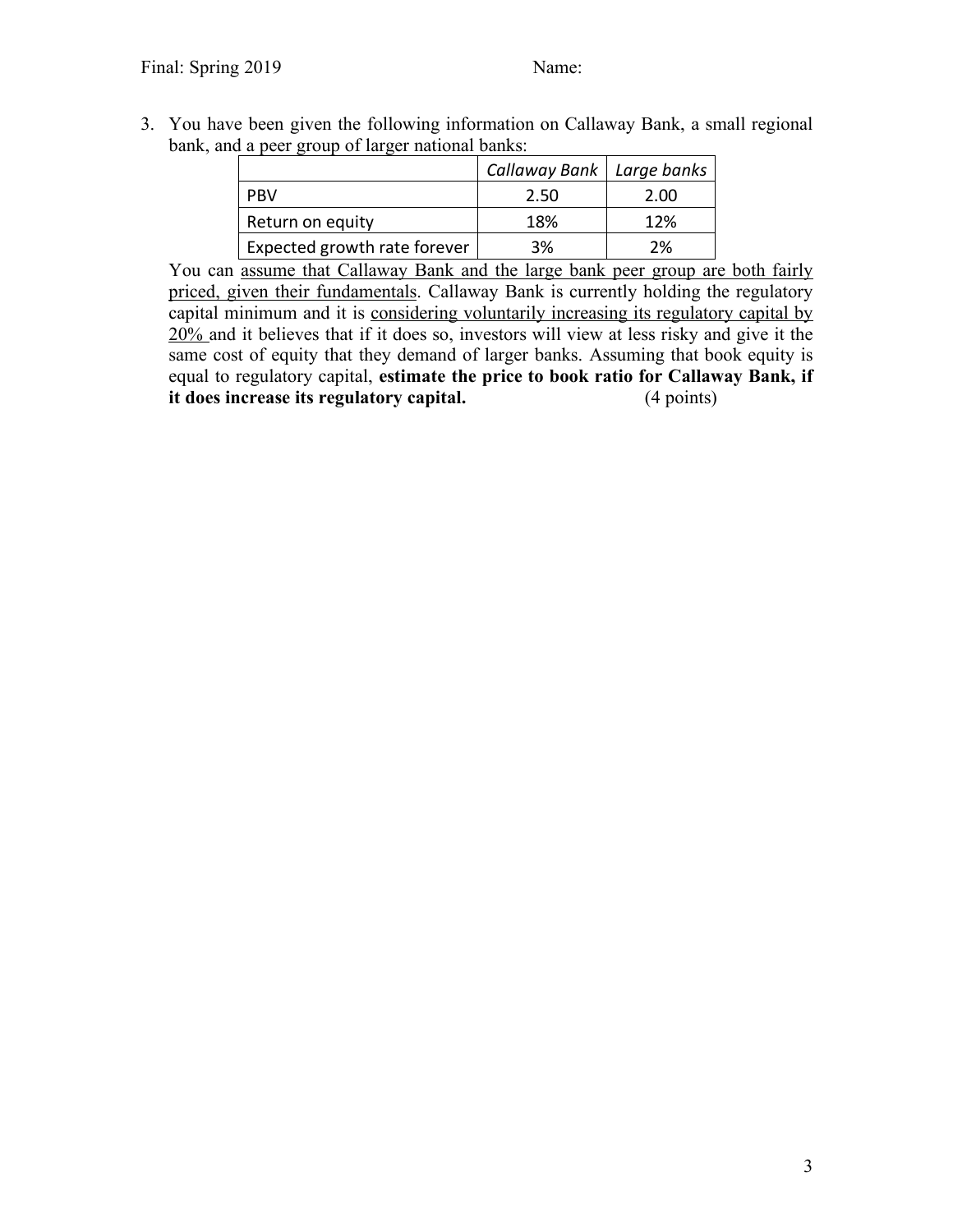3. You have been given the following information on Callaway Bank, a small regional bank, and a peer group of larger national banks:

| | *Callaway Bank* | *Large banks* |
|---|---|---|
| PBV | 2.50 | 2.00 |
| Return on equity | 18% | 12% |
| Expected growth rate forever | 3% | 2% |

You can <u>assume that Callaway Bank and the large bank peer group are both fairly priced, given their fundamentals</u>. Callaway Bank is currently holding the regulatory capital minimum and it is <u>considering voluntarily increasing its regulatory capital by 20%</u> and it believes that if it does so, investors will view at less risky and give it the same cost of equity that they demand of larger banks. Assuming that book equity is equal to regulatory capital, **estimate the price to book ratio for Callaway Bank, if it does increase its regulatory capital.** (4 points)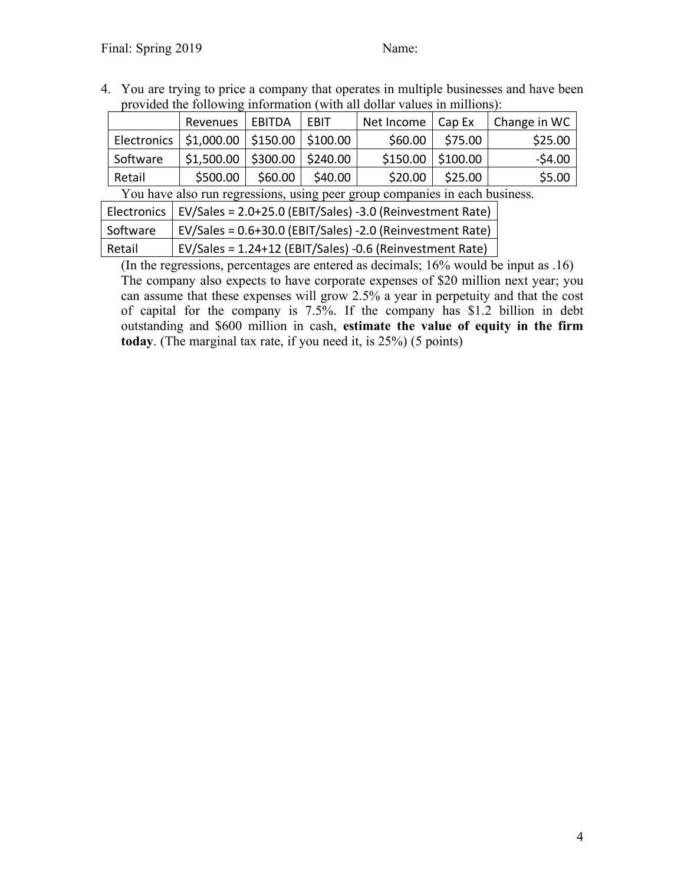4. You are trying to price a company that operates in multiple businesses and have been provided the following information (with all dollar values in millions):

| | Revenues | EBITDA | EBIT | Net Income | Cap Ex | Change in WC |
|---|---|---|---|---|---|---|
| Electronics | $1,000.00 | $150.00 | $100.00 | $60.00 | $75.00 | $25.00 |
| Software | $1,500.00 | $300.00 | $240.00 | $150.00 | $100.00 | -$4.00 |
| Retail | $500.00 | $60.00 | $40.00 | $20.00 | $25.00 | $5.00 |

You have also run regressions, using peer group companies in each business.

| | |
|---|---|
| Electronics | EV/Sales = 2.0+25.0 (EBIT/Sales) -3.0 (Reinvestment Rate) |
| Software | EV/Sales = 0.6+30.0 (EBIT/Sales) -2.0 (Reinvestment Rate) |
| Retail | EV/Sales = 1.24+12 (EBIT/Sales) -0.6 (Reinvestment Rate) |

(In the regressions, percentages are entered as decimals; 16% would be input as .16)
The company also expects to have corporate expenses of $20 million next year; you can assume that these expenses will grow 2.5% a year in perpetuity and that the cost of capital for the company is 7.5%. If the company has $1.2 billion in debt outstanding and $600 million in cash, **estimate the value of equity in the firm today**. (The marginal tax rate, if you need it, is 25%) (5 points)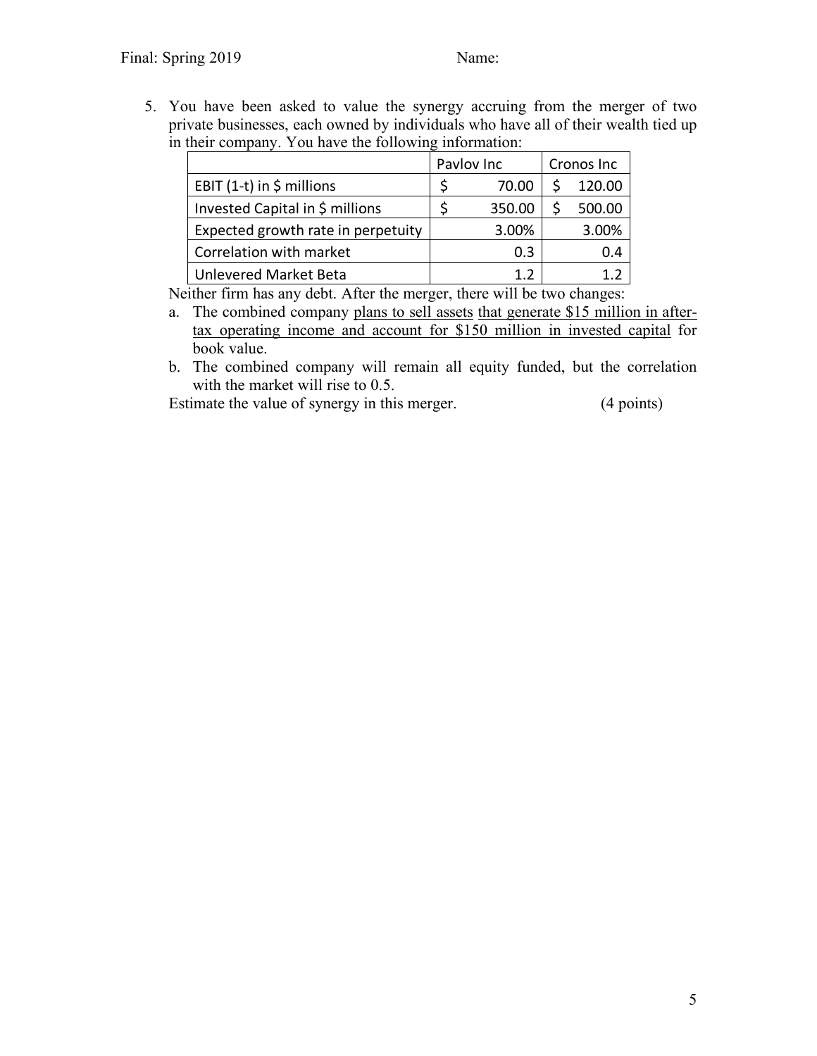5. You have been asked to value the synergy accruing from the merger of two private businesses, each owned by individuals who have all of their wealth tied up in their company. You have the following information:

| | Pavlov Inc | Cronos Inc |
|---|---|---|
| EBIT (1-t) in $ millions | $ 70.00 | $ 120.00 |
| Invested Capital in $ millions | $ 350.00 | $ 500.00 |
| Expected growth rate in perpetuity | 3.00% | 3.00% |
| Correlation with market | 0.3 | 0.4 |
| Unlevered Market Beta | 1.2 | 1.2 |

Neither firm has any debt. After the merger, there will be two changes:

a. The combined company plans to sell assets that generate $15 million in after-tax operating income and account for $150 million in invested capital for book value.

b. The combined company will remain all equity funded, but the correlation with the market will rise to 0.5.

Estimate the value of synergy in this merger. (4 points)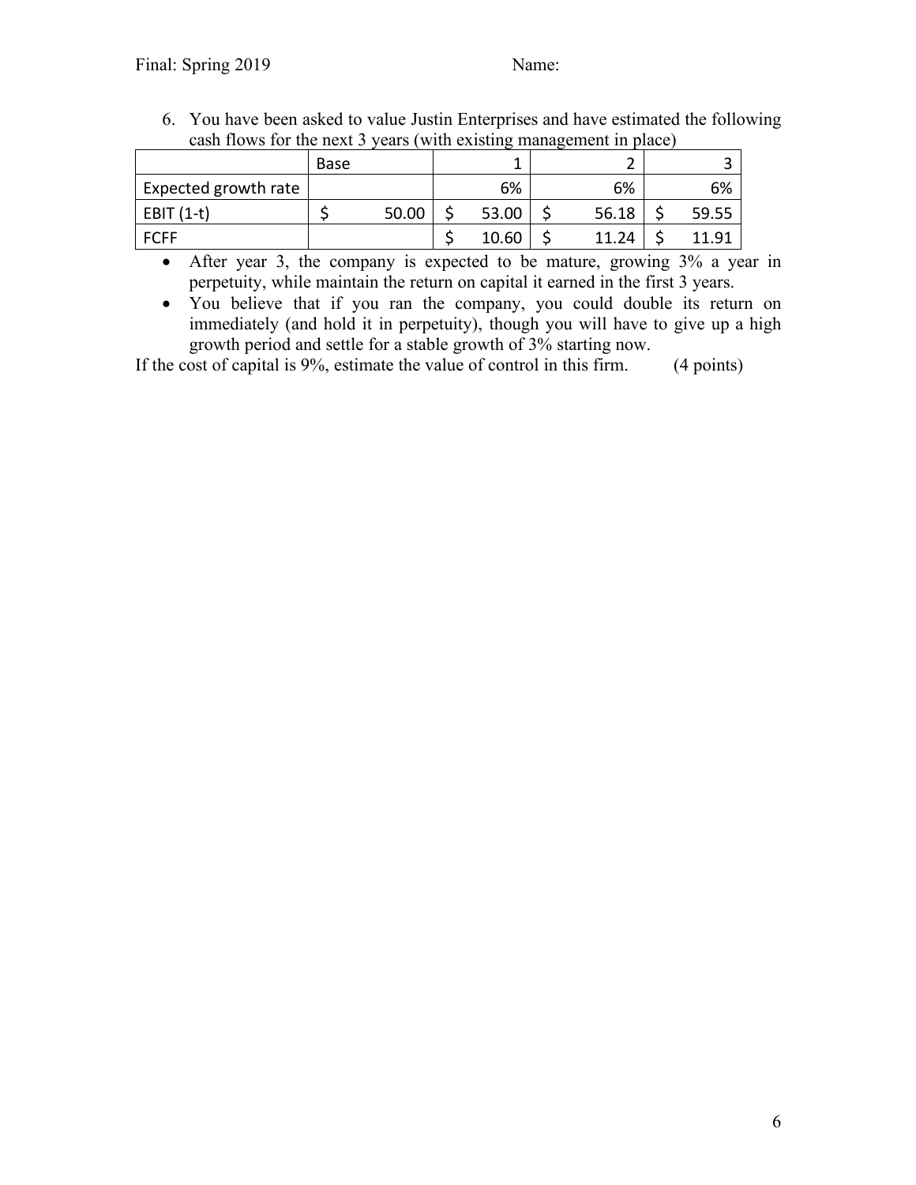6. You have been asked to value Justin Enterprises and have estimated the following cash flows for the next 3 years (with existing management in place)

| | Base | 1 | 2 | 3 |
|---|---|---|---|---|
| Expected growth rate | | 6% | 6% | 6% |
| EBIT (1-t) | $ 50.00 | $ 53.00 | $ 56.18 | $ 59.55 |
| FCFF | | $ 10.60 | $ 11.24 | $ 11.91 |

- After year 3, the company is expected to be mature, growing 3% a year in perpetuity, while maintain the return on capital it earned in the first 3 years.
- You believe that if you ran the company, you could double its return on immediately (and hold it in perpetuity), though you will have to give up a high growth period and settle for a stable growth of 3% starting now.

If the cost of capital is 9%, estimate the value of control in this firm. (4 points)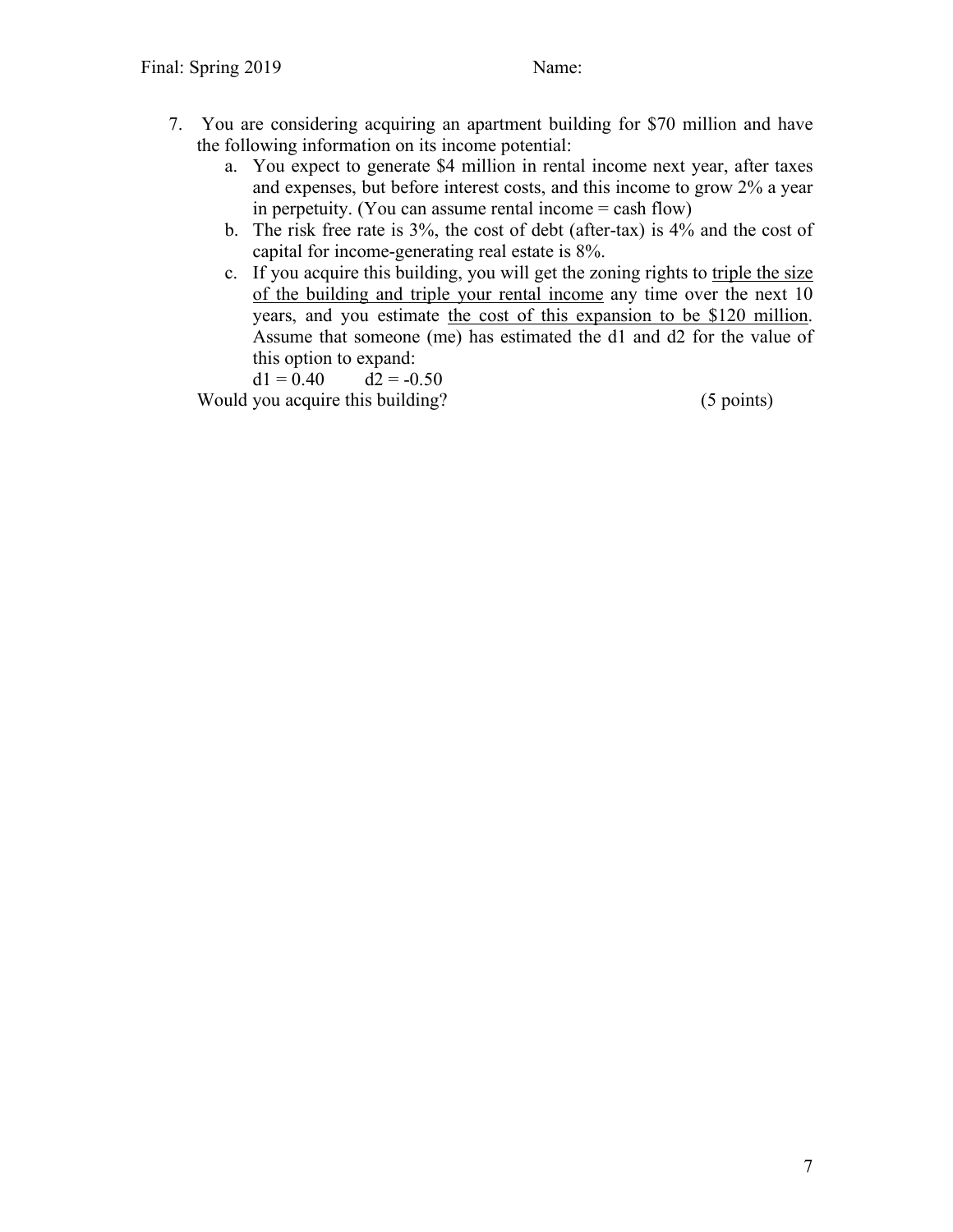7. You are considering acquiring an apartment building for \$70 million and have the following information on its income potential:
   a. You expect to generate \$4 million in rental income next year, after taxes and expenses, but before interest costs, and this income to grow 2% a year in perpetuity. (You can assume rental income = cash flow)
   b. The risk free rate is 3%, the cost of debt (after-tax) is 4% and the cost of capital for income-generating real estate is 8%.
   c. If you acquire this building, you will get the zoning rights to <u>triple the size of the building and triple your rental income</u> any time over the next 10 years, and you estimate <u>the cost of this expansion to be \$120 million</u>. Assume that someone (me) has estimated the d1 and d2 for the value of this option to expand:

      $d1 = 0.40 \qquad d2 = -0.50$

   Would you acquire this building? (5 points)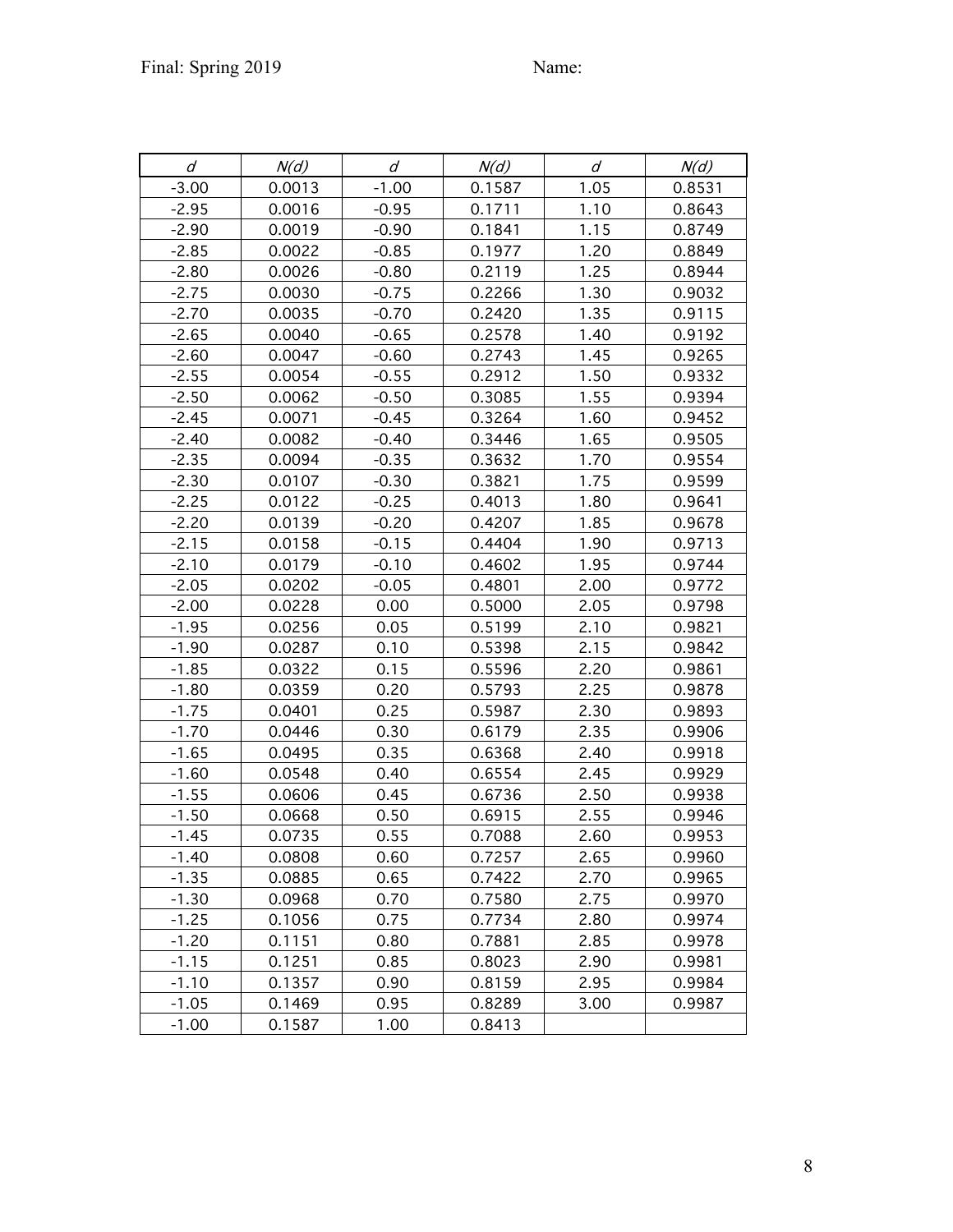| *d* | *N(d)* | *d* | *N(d)* | *d* | *N(d)* |
|---|---|---|---|---|---|
| -3.00 | 0.0013 | -1.00 | 0.1587 | 1.05 | 0.8531 |
| -2.95 | 0.0016 | -0.95 | 0.1711 | 1.10 | 0.8643 |
| -2.90 | 0.0019 | -0.90 | 0.1841 | 1.15 | 0.8749 |
| -2.85 | 0.0022 | -0.85 | 0.1977 | 1.20 | 0.8849 |
| -2.80 | 0.0026 | -0.80 | 0.2119 | 1.25 | 0.8944 |
| -2.75 | 0.0030 | -0.75 | 0.2266 | 1.30 | 0.9032 |
| -2.70 | 0.0035 | -0.70 | 0.2420 | 1.35 | 0.9115 |
| -2.65 | 0.0040 | -0.65 | 0.2578 | 1.40 | 0.9192 |
| -2.60 | 0.0047 | -0.60 | 0.2743 | 1.45 | 0.9265 |
| -2.55 | 0.0054 | -0.55 | 0.2912 | 1.50 | 0.9332 |
| -2.50 | 0.0062 | -0.50 | 0.3085 | 1.55 | 0.9394 |
| -2.45 | 0.0071 | -0.45 | 0.3264 | 1.60 | 0.9452 |
| -2.40 | 0.0082 | -0.40 | 0.3446 | 1.65 | 0.9505 |
| -2.35 | 0.0094 | -0.35 | 0.3632 | 1.70 | 0.9554 |
| -2.30 | 0.0107 | -0.30 | 0.3821 | 1.75 | 0.9599 |
| -2.25 | 0.0122 | -0.25 | 0.4013 | 1.80 | 0.9641 |
| -2.20 | 0.0139 | -0.20 | 0.4207 | 1.85 | 0.9678 |
| -2.15 | 0.0158 | -0.15 | 0.4404 | 1.90 | 0.9713 |
| -2.10 | 0.0179 | -0.10 | 0.4602 | 1.95 | 0.9744 |
| -2.05 | 0.0202 | -0.05 | 0.4801 | 2.00 | 0.9772 |
| -2.00 | 0.0228 | 0.00 | 0.5000 | 2.05 | 0.9798 |
| -1.95 | 0.0256 | 0.05 | 0.5199 | 2.10 | 0.9821 |
| -1.90 | 0.0287 | 0.10 | 0.5398 | 2.15 | 0.9842 |
| -1.85 | 0.0322 | 0.15 | 0.5596 | 2.20 | 0.9861 |
| -1.80 | 0.0359 | 0.20 | 0.5793 | 2.25 | 0.9878 |
| -1.75 | 0.0401 | 0.25 | 0.5987 | 2.30 | 0.9893 |
| -1.70 | 0.0446 | 0.30 | 0.6179 | 2.35 | 0.9906 |
| -1.65 | 0.0495 | 0.35 | 0.6368 | 2.40 | 0.9918 |
| -1.60 | 0.0548 | 0.40 | 0.6554 | 2.45 | 0.9929 |
| -1.55 | 0.0606 | 0.45 | 0.6736 | 2.50 | 0.9938 |
| -1.50 | 0.0668 | 0.50 | 0.6915 | 2.55 | 0.9946 |
| -1.45 | 0.0735 | 0.55 | 0.7088 | 2.60 | 0.9953 |
| -1.40 | 0.0808 | 0.60 | 0.7257 | 2.65 | 0.9960 |
| -1.35 | 0.0885 | 0.65 | 0.7422 | 2.70 | 0.9965 |
| -1.30 | 0.0968 | 0.70 | 0.7580 | 2.75 | 0.9970 |
| -1.25 | 0.1056 | 0.75 | 0.7734 | 2.80 | 0.9974 |
| -1.20 | 0.1151 | 0.80 | 0.7881 | 2.85 | 0.9978 |
| -1.15 | 0.1251 | 0.85 | 0.8023 | 2.90 | 0.9981 |
| -1.10 | 0.1357 | 0.90 | 0.8159 | 2.95 | 0.9984 |
| -1.05 | 0.1469 | 0.95 | 0.8289 | 3.00 | 0.9987 |
| -1.00 | 0.1587 | 1.00 | 0.8413 | | |